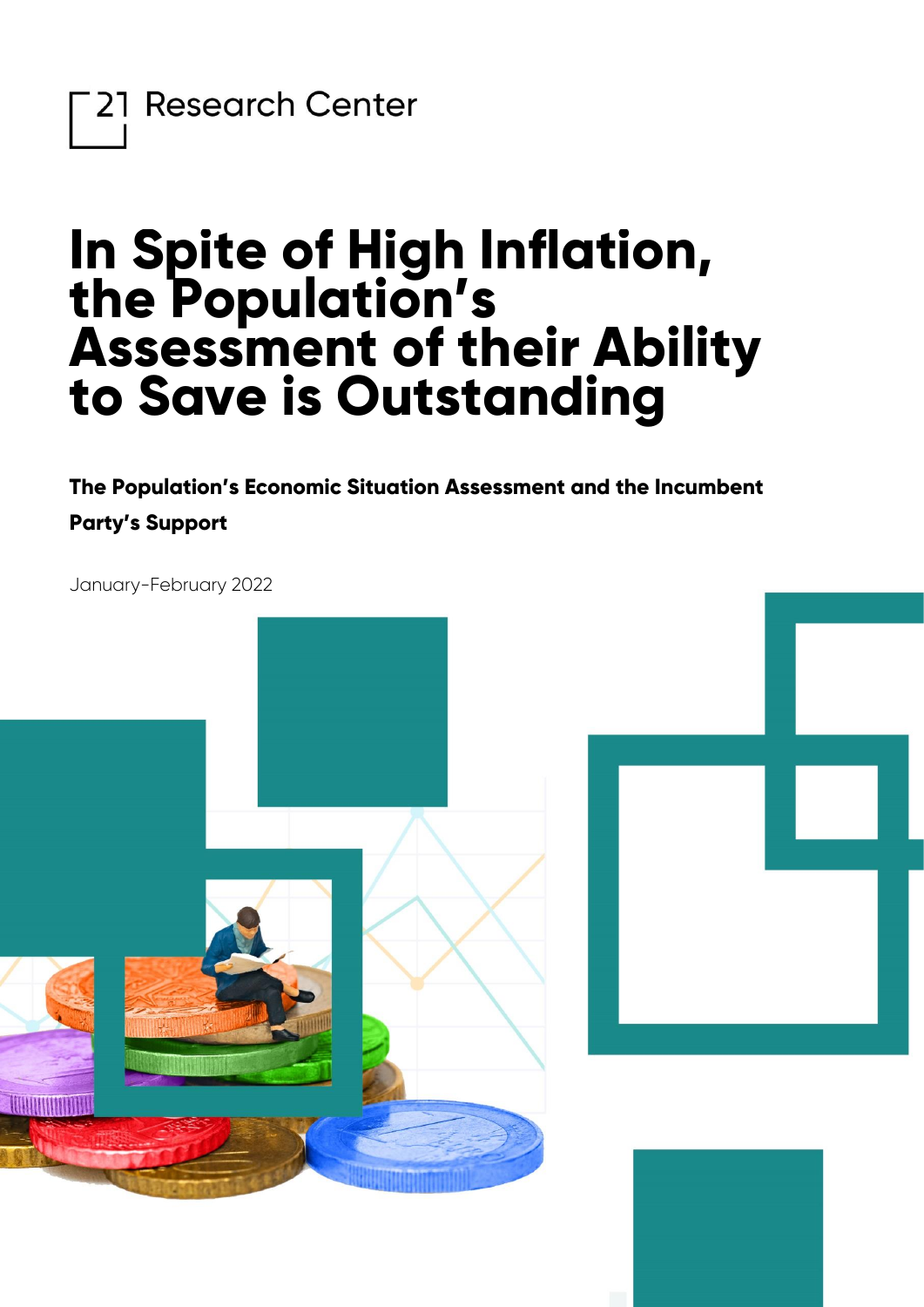21 Research Center

# In Spite of High Inflation, the Population's Assessment of their Ability to Save is Outstanding

**The Population's Economic Situation Assessment and the Incumbent Party's Support**

January-February 2022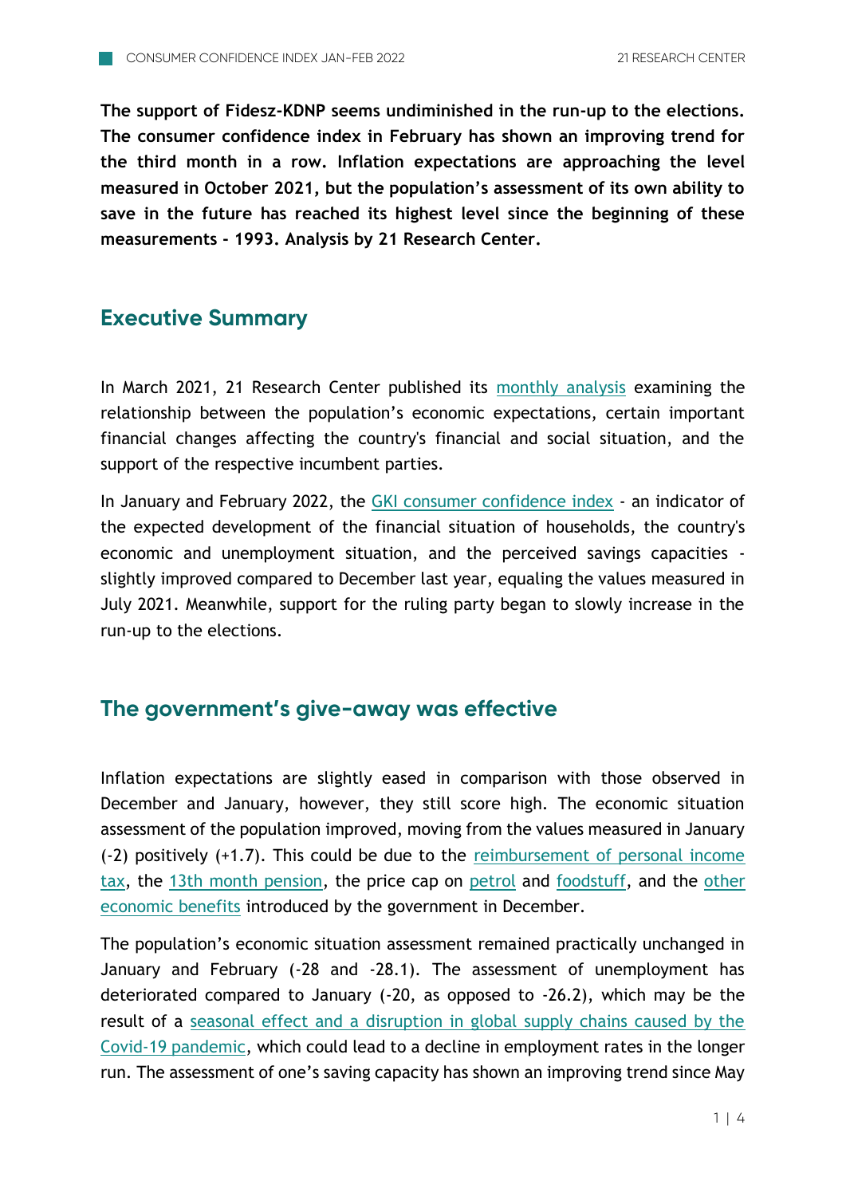**The support of Fidesz-KDNP seems undiminished in the run-up to the elections. The consumer confidence index in February has shown an improving trend for the third month in a row. Inflation expectations are approaching the level measured in October 2021, but the population's assessment of its own ability to save in the future has reached its highest level since the beginning of these measurements - 1993. Analysis by 21 Research Center.**

## Executive Summary

In March 2021, 21 Research Center published its monthly analysis examining the relationship between the population's economic expectations, certain important financial changes affecting the country's financial and social situation, and the support of the respective incumbent parties.

In January and February 2022, the GKI consumer confidence index - an indicator of the expected development of the financial situation of households, the country's economic and unemployment situation, and the perceived savings capacities - slightly improved compared to December last year, equaling the values measured in July 2021. Meanwhile, support for the ruling party began to slowly increase in the run-up to the elections.

## The government's give-away was effective

Inflation expectations are slightly eased in comparison with those observed in December and January, however, they still score high. The economic situation assessment of the population improved, moving from the values measured in January (-2) positively (+1.7). This could be due to the reimbursement of personal income tax, the 13th month pension, the price cap on petrol and foodstuff, and the other economic benefits introduced by the government in December.

The population's economic situation assessment remained practically unchanged in January and February (-28 and -28.1). The assessment of unemployment has deteriorated compared to January (-20, as opposed to -26.2), which may be the result of a seasonal effect and a disruption in global supply chains caused by the Covid-19 pandemic, which could lead to a decline in employment rates in the longer run. The assessment of one's saving capacity has shown an improving trend since May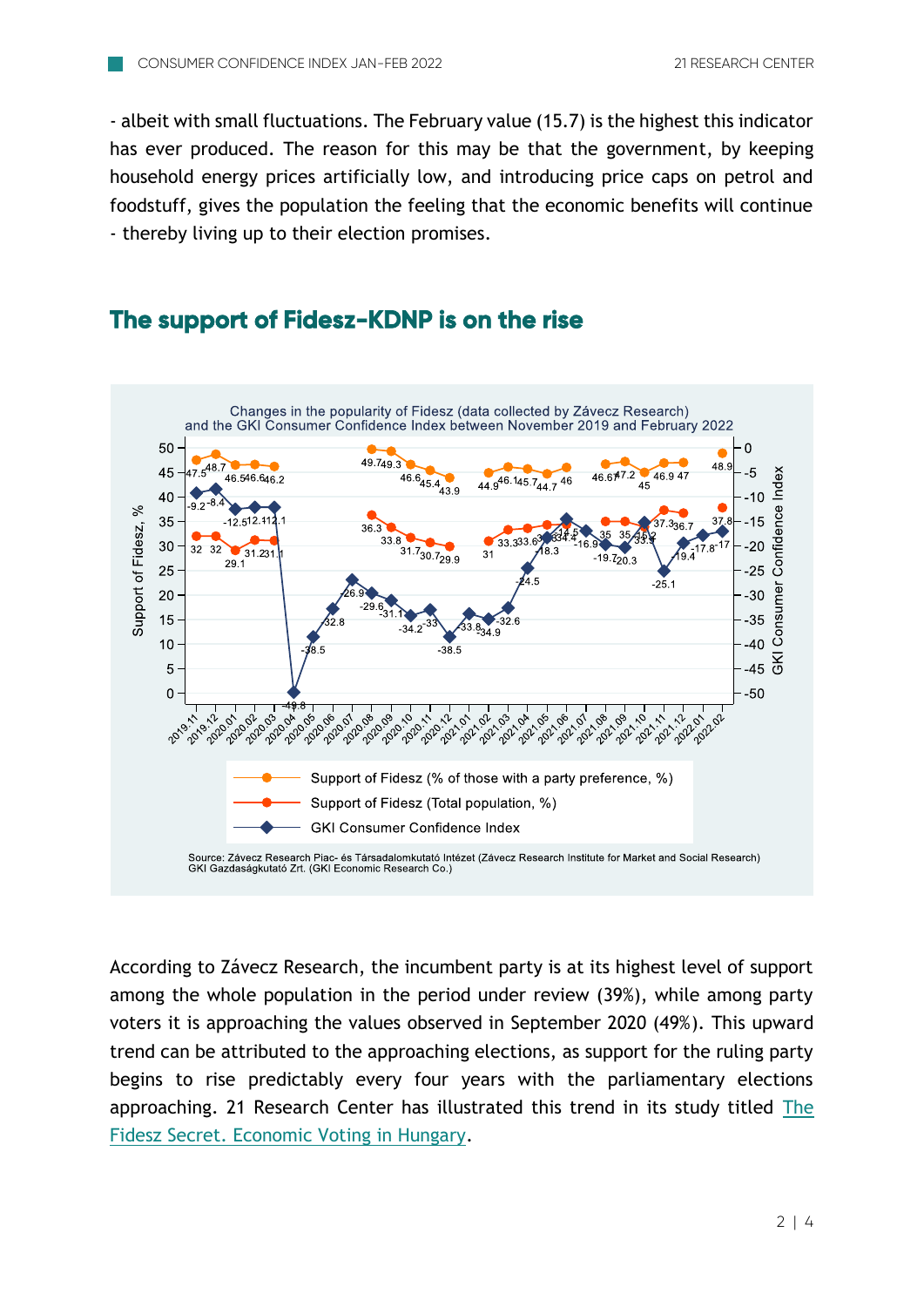- albeit with small fluctuations. The February value (15.7) is the highest this indicator has ever produced. The reason for this may be that the government, by keeping household energy prices artificially low, and introducing price caps on petrol and foodstuff, gives the population the feeling that the economic benefits will continue - thereby living up to their election promises.

## The support of Fidesz-KDNP is on the rise

Changes in the popularity of Fidesz (data collected by Závecz Research) and the GKI Consumer Confidence Index between November 2019 and February 2022

Source: Závecz Research Piac- és Társadalomkutató Intézet (Závecz Research Institute for Market and Social Research) GKI Gazdaságkutató Zrt. (GKI Economic Research Co.)

According to Závecz Research, the incumbent party is at its highest level of support among the whole population in the period under review (39%), while among party voters it is approaching the values observed in September 2020 (49%). This upward trend can be attributed to the approaching elections, as support for the ruling party begins to rise predictably every four years with the parliamentary elections approaching. 21 Research Center has illustrated this trend in its study titled The Fidesz Secret. Economic Voting in Hungary.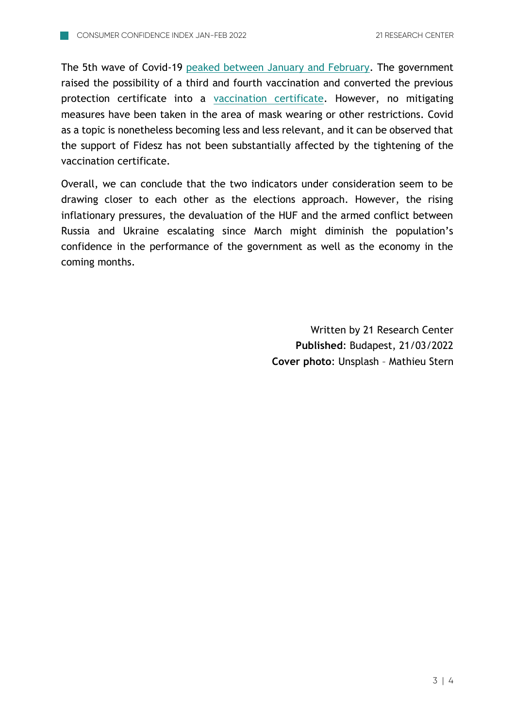The 5th wave of Covid-19 peaked between January and February. The government raised the possibility of a third and fourth vaccination and converted the previous protection certificate into a vaccination certificate. However, no mitigating measures have been taken in the area of mask wearing or other restrictions. Covid as a topic is nonetheless becoming less and less relevant, and it can be observed that the support of Fidesz has not been substantially affected by the tightening of the vaccination certificate.

Overall, we can conclude that the two indicators under consideration seem to be drawing closer to each other as the elections approach. However, the rising inflationary pressures, the devaluation of the HUF and the armed conflict between Russia and Ukraine escalating since March might diminish the population's confidence in the performance of the government as well as the economy in the coming months.

Written by 21 Research Center
**Published**: Budapest, 21/03/2022
**Cover photo**: Unsplash – Mathieu Stern